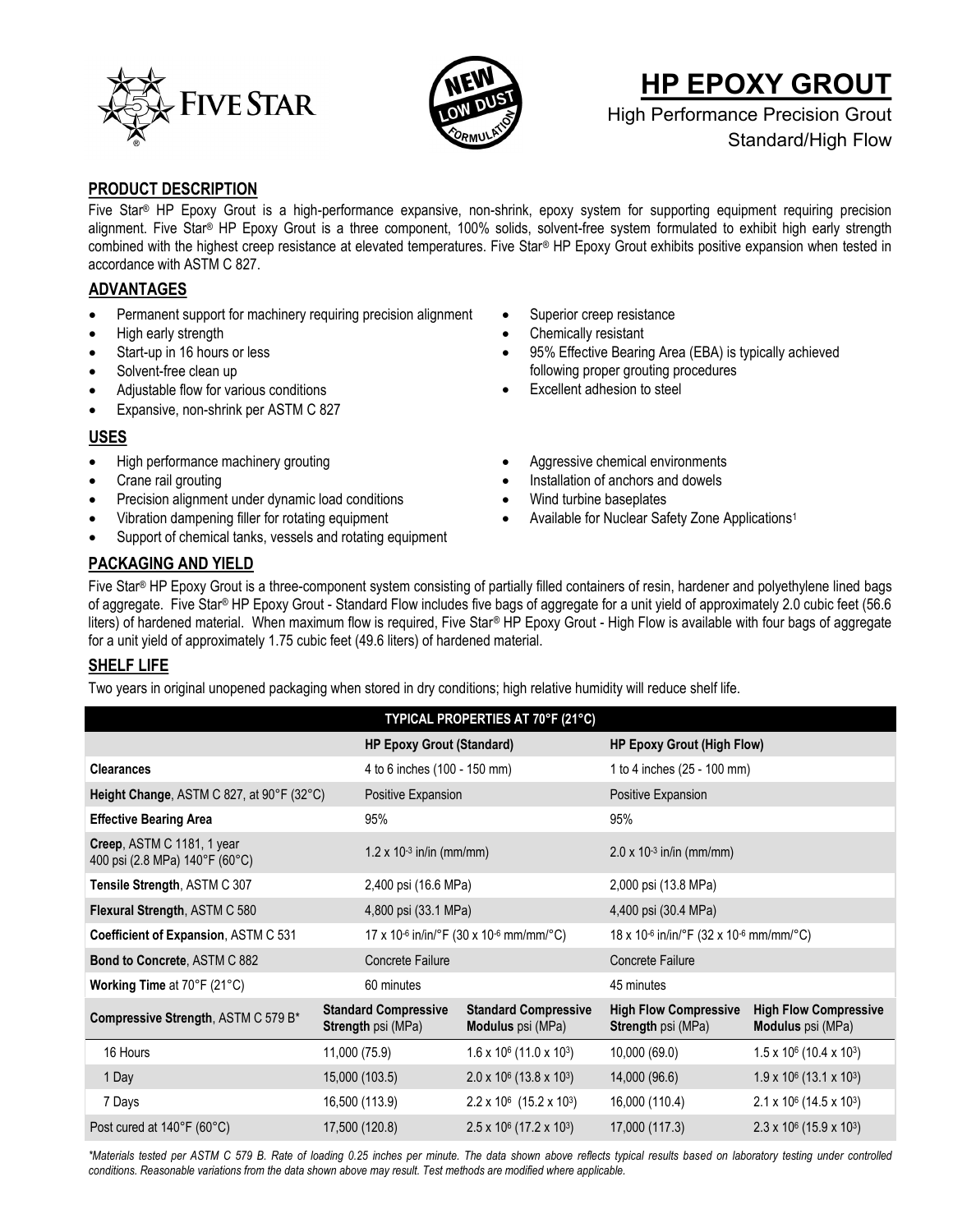# HP EPOXY GROUT

High Performance Precision Grout
Standard/High Flow

NEW LOW DUST FORMULATION

## PRODUCT DESCRIPTION

Five Star® HP Epoxy Grout is a high-performance expansive, non-shrink, epoxy system for supporting equipment requiring precision alignment. Five Star® HP Epoxy Grout is a three component, 100% solids, solvent-free system formulated to exhibit high early strength combined with the highest creep resistance at elevated temperatures. Five Star® HP Epoxy Grout exhibits positive expansion when tested in accordance with ASTM C 827.

## ADVANTAGES

- Permanent support for machinery requiring precision alignment
- High early strength
- Start-up in 16 hours or less
- Solvent-free clean up
- Adjustable flow for various conditions
- Expansive, non-shrink per ASTM C 827
- Superior creep resistance
- Chemically resistant
- 95% Effective Bearing Area (EBA) is typically achieved following proper grouting procedures
- Excellent adhesion to steel

## USES

- High performance machinery grouting
- Crane rail grouting
- Precision alignment under dynamic load conditions
- Vibration dampening filler for rotating equipment
- Support of chemical tanks, vessels and rotating equipment
- Aggressive chemical environments
- Installation of anchors and dowels
- Wind turbine baseplates
- Available for Nuclear Safety Zone Applications[1]

## PACKAGING AND YIELD

Five Star® HP Epoxy Grout is a three-component system consisting of partially filled containers of resin, hardener and polyethylene lined bags of aggregate. Five Star® HP Epoxy Grout - Standard Flow includes five bags of aggregate for a unit yield of approximately 2.0 cubic feet (56.6 liters) of hardened material. When maximum flow is required, Five Star® HP Epoxy Grout - High Flow is available with four bags of aggregate for a unit yield of approximately 1.75 cubic feet (49.6 liters) of hardened material.

## SHELF LIFE

Two years in original unopened packaging when stored in dry conditions; high relative humidity will reduce shelf life.

| TYPICAL PROPERTIES AT 70°F (21°C) | | | | |
|---|---|---|---|---|
| | **HP Epoxy Grout (Standard)** | | **HP Epoxy Grout (High Flow)** | |
| **Clearances** | 4 to 6 inches (100 - 150 mm) | | 1 to 4 inches (25 - 100 mm) | |
| **Height Change**, ASTM C 827, at 90°F (32°C) | Positive Expansion | | Positive Expansion | |
| **Effective Bearing Area** | 95% | | 95% | |
| **Creep**, ASTM C 1181, 1 year 400 psi (2.8 MPa) 140°F (60°C) | $1.2 \times 10^{-3}$ in/in (mm/mm) | | $2.0 \times 10^{-3}$ in/in (mm/mm) | |
| **Tensile Strength**, ASTM C 307 | 2,400 psi (16.6 MPa) | | 2,000 psi (13.8 MPa) | |
| **Flexural Strength**, ASTM C 580 | 4,800 psi (33.1 MPa) | | 4,400 psi (30.4 MPa) | |
| **Coefficient of Expansion**, ASTM C 531 | $17 \times 10^{-6}$ in/in/°F ($30 \times 10^{-6}$ mm/mm/°C) | | $18 \times 10^{-6}$ in/in/°F ($32 \times 10^{-6}$ mm/mm/°C) | |
| **Bond to Concrete**, ASTM C 882 | Concrete Failure | | Concrete Failure | |
| **Working Time** at 70°F (21°C) | 60 minutes | | 45 minutes | |
| **Compressive Strength**, ASTM C 579 B* | **Standard Compressive Strength** psi (MPa) | **Standard Compressive Modulus** psi (MPa) | **High Flow Compressive Strength** psi (MPa) | **High Flow Compressive Modulus** psi (MPa) |
| 16 Hours | 11,000 (75.9) | $1.6 \times 10^{6}$ ($11.0 \times 10^{3}$) | 10,000 (69.0) | $1.5 \times 10^{6}$ ($10.4 \times 10^{3}$) |
| 1 Day | 15,000 (103.5) | $2.0 \times 10^{6}$ ($13.8 \times 10^{3}$) | 14,000 (96.6) | $1.9 \times 10^{6}$ ($13.1 \times 10^{3}$) |
| 7 Days | 16,500 (113.9) | $2.2 \times 10^{6}$ ($15.2 \times 10^{3}$) | 16,000 (110.4) | $2.1 \times 10^{6}$ ($14.5 \times 10^{3}$) |
| Post cured at 140°F (60°C) | 17,500 (120.8) | $2.5 \times 10^{6}$ ($17.2 \times 10^{3}$) | 17,000 (117.3) | $2.3 \times 10^{6}$ ($15.9 \times 10^{3}$) |

*\*Materials tested per ASTM C 579 B. Rate of loading 0.25 inches per minute. The data shown above reflects typical results based on laboratory testing under controlled conditions. Reasonable variations from the data shown above may result. Test methods are modified where applicable.*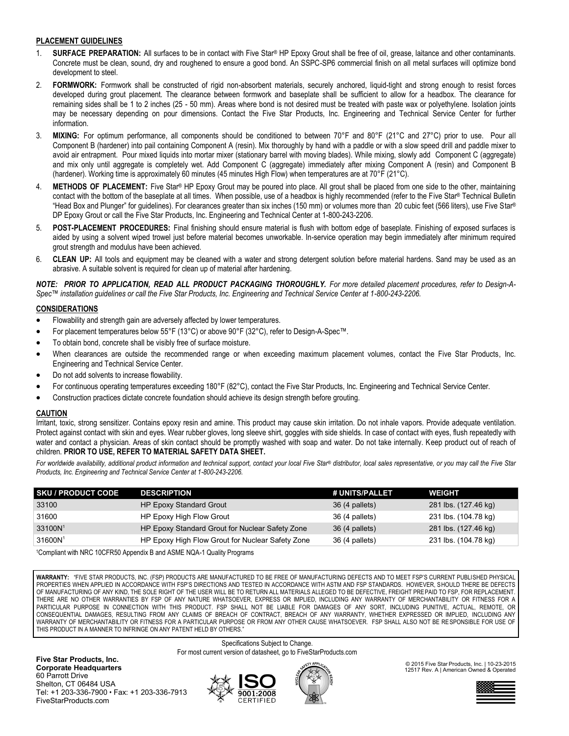## PLACEMENT GUIDELINES

1. **SURFACE PREPARATION:** All surfaces to be in contact with Five Star® HP Epoxy Grout shall be free of oil, grease, laitance and other contaminants. Concrete must be clean, sound, dry and roughened to ensure a good bond. An SSPC-SP6 commercial finish on all metal surfaces will optimize bond development to steel.
2. **FORMWORK:** Formwork shall be constructed of rigid non-absorbent materials, securely anchored, liquid-tight and strong enough to resist forces developed during grout placement. The clearance between formwork and baseplate shall be sufficient to allow for a headbox. The clearance for remaining sides shall be 1 to 2 inches (25 - 50 mm). Areas where bond is not desired must be treated with paste wax or polyethylene. Isolation joints may be necessary depending on pour dimensions. Contact the Five Star Products, Inc. Engineering and Technical Service Center for further information.
3. **MIXING:** For optimum performance, all components should be conditioned to between 70°F and 80°F (21°C and 27°C) prior to use. Pour all Component B (hardener) into pail containing Component A (resin). Mix thoroughly by hand with a paddle or with a slow speed drill and paddle mixer to avoid air entrapment. Pour mixed liquids into mortar mixer (stationary barrel with moving blades). While mixing, slowly add Component C (aggregate) and mix only until aggregate is completely wet. Add Component C (aggregate) immediately after mixing Component A (resin) and Component B (hardener). Working time is approximately 60 minutes (45 minutes High Flow) when temperatures are at 70°F (21°C).
4. **METHODS OF PLACEMENT:** Five Star® HP Epoxy Grout may be poured into place. All grout shall be placed from one side to the other, maintaining contact with the bottom of the baseplate at all times. When possible, use of a headbox is highly recommended (refer to the Five Star® Technical Bulletin "Head Box and Plunger" for guidelines). For clearances greater than six inches (150 mm) or volumes more than 20 cubic feet (566 liters), use Five Star® DP Epoxy Grout or call the Five Star Products, Inc. Engineering and Technical Center at 1-800-243-2206.
5. **POST-PLACEMENT PROCEDURES:** Final finishing should ensure material is flush with bottom edge of baseplate. Finishing of exposed surfaces is aided by using a solvent wiped trowel just before material becomes unworkable. In-service operation may begin immediately after minimum required grout strength and modulus have been achieved.
6. **CLEAN UP:** All tools and equipment may be cleaned with a water and strong detergent solution before material hardens. Sand may be used as an abrasive. A suitable solvent is required for clean up of material after hardening.

***NOTE: PRIOR TO APPLICATION, READ ALL PRODUCT PACKAGING THOROUGHLY.*** *For more detailed placement procedures, refer to Design-A-Spec™ installation guidelines or call the Five Star Products, Inc. Engineering and Technical Service Center at 1-800-243-2206.*

## CONSIDERATIONS

- Flowability and strength gain are adversely affected by lower temperatures.
- For placement temperatures below 55°F (13°C) or above 90°F (32°C), refer to Design-A-Spec™.
- To obtain bond, concrete shall be visibly free of surface moisture.
- When clearances are outside the recommended range or when exceeding maximum placement volumes, contact the Five Star Products, Inc. Engineering and Technical Service Center.
- Do not add solvents to increase flowability.
- For continuous operating temperatures exceeding 180°F (82°C), contact the Five Star Products, Inc. Engineering and Technical Service Center.
- Construction practices dictate concrete foundation should achieve its design strength before grouting.

## CAUTION

Irritant, toxic, strong sensitizer. Contains epoxy resin and amine. This product may cause skin irritation. Do not inhale vapors. Provide adequate ventilation. Protect against contact with skin and eyes. Wear rubber gloves, long sleeve shirt, goggles with side shields. In case of contact with eyes, flush repeatedly with water and contact a physician. Areas of skin contact should be promptly washed with soap and water. Do not take internally. Keep product out of reach of children. **PRIOR TO USE, REFER TO MATERIAL SAFETY DATA SHEET.**

*For worldwide availability, additional product information and technical support, contact your local Five Star® distributor, local sales representative, or you may call the Five Star Products, Inc. Engineering and Technical Service Center at 1-800-243-2206.*

| SKU / PRODUCT CODE | DESCRIPTION | # UNITS/PALLET | WEIGHT |
|---|---|---|---|
| 33100 | HP Epoxy Standard Grout | 36 (4 pallets) | 281 lbs. (127.46 kg) |
| 31600 | HP Epoxy High Flow Grout | 36 (4 pallets) | 231 lbs. (104.78 kg) |
| 33100N[1] | HP Epoxy Standard Grout for Nuclear Safety Zone | 36 (4 pallets) | 281 lbs. (127.46 kg) |
| 31600N[1] | HP Epoxy High Flow Grout for Nuclear Safety Zone | 36 (4 pallets) | 231 lbs. (104.78 kg) |

[1]Compliant with NRC 10CFR50 Appendix B and ASME NQA-1 Quality Programs

**WARRANTY:** "FIVE STAR PRODUCTS, INC. (FSP) PRODUCTS ARE MANUFACTURED TO BE FREE OF MANUFACTURING DEFECTS AND TO MEET FSP'S CURRENT PUBLISHED PHYSICAL PROPERTIES WHEN APPLIED IN ACCORDANCE WITH FSP'S DIRECTIONS AND TESTED IN ACCORDANCE WITH ASTM AND FSP STANDARDS. HOWEVER, SHOULD THERE BE DEFECTS OF MANUFACTURING OF ANY KIND, THE SOLE RIGHT OF THE USER WILL BE TO RETURN ALL MATERIALS ALLEGED TO BE DEFECTIVE, FREIGHT PREPAID TO FSP, FOR REPLACEMENT. THERE ARE NO OTHER WARRANTIES BY FSP OF ANY NATURE WHATSOEVER, EXPRESS OR IMPLIED, INCLUDING ANY WARRANTY OF MERCHANTABILITY OR FITNESS FOR A PARTICULAR PURPOSE IN CONNECTION WITH THIS PRODUCT. FSP SHALL NOT BE LIABLE FOR DAMAGES OF ANY SORT, INCLUDING PUNITIVE, ACTUAL, REMOTE, OR CONSEQUENTIAL DAMAGES, RESULTING FROM ANY CLAIMS OF BREACH OF CONTRACT, BREACH OF ANY WARRANTY, WHETHER EXPRESSED OR IMPLIED, INCLUDING ANY WARRANTY OF MERCHANTABILITY OR FITNESS FOR A PARTICULAR PURPOSE OR FROM ANY OTHER CAUSE WHATSOEVER. FSP SHALL ALSO NOT BE RESPONSIBLE FOR USE OF THIS PRODUCT IN A MANNER TO INFRINGE ON ANY PATENT HELD BY OTHERS."

Specifications Subject to Change.
For most current version of datasheet, go to FiveStarProducts.com

**Five Star Products, Inc.**
**Corporate Headquarters**
60 Parrott Drive
Shelton, CT 06484 USA
Tel: +1 203-336-7900 • Fax: +1 203-336-7913
FiveStarProducts.com

ISO 9001:2008 CERTIFIED

NUCLEAR SAFETY APPLICATION READY

© 2015 Five Star Products, Inc. | 10-23-2015
12517 Rev. A | American Owned & Operated